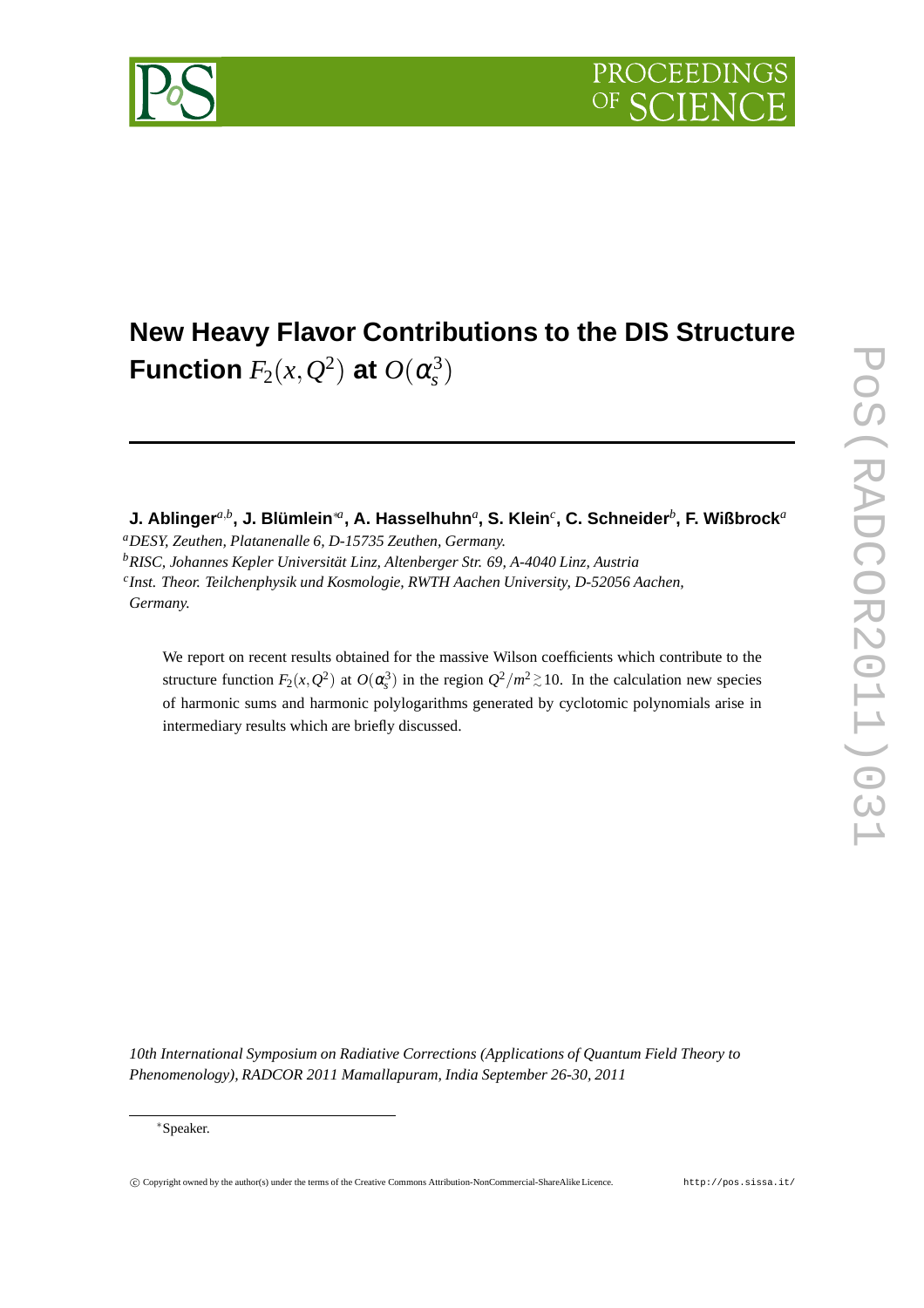# New Heavy Flavor Contributions to the DIS Structure Function $F_2(x,Q^2)$ at $O(\alpha_s^3)$

**J. Ablinger**[a,b], **J. Blümlein**[*a], **A. Hasselhuhn**[a], **S. Klein**[c], **C. Schneider**[b], **F. Wißbrock**[a]

[a] *DESY, Zeuthen, Platanenalle 6, D-15735 Zeuthen, Germany.*
[b] *RISC, Johannes Kepler Universität Linz, Altenberger Str. 69, A-4040 Linz, Austria*
[c] *Inst. Theor. Teilchenphysik und Kosmologie, RWTH Aachen University, D-52056 Aachen, Germany.*

We report on recent results obtained for the massive Wilson coefficients which contribute to the structure function $F_2(x,Q^2)$ at $O(\alpha_s^3)$ in the region $Q^2/m^2 \gtrsim 10$. In the calculation new species of harmonic sums and harmonic polylogarithms generated by cyclotomic polynomials arise in intermediary results which are briefly discussed.

*10th International Symposium on Radiative Corrections (Applications of Quantum Field Theory to Phenomenology), RADCOR 2011 Mamallapuram, India September 26-30, 2011*

*Speaker.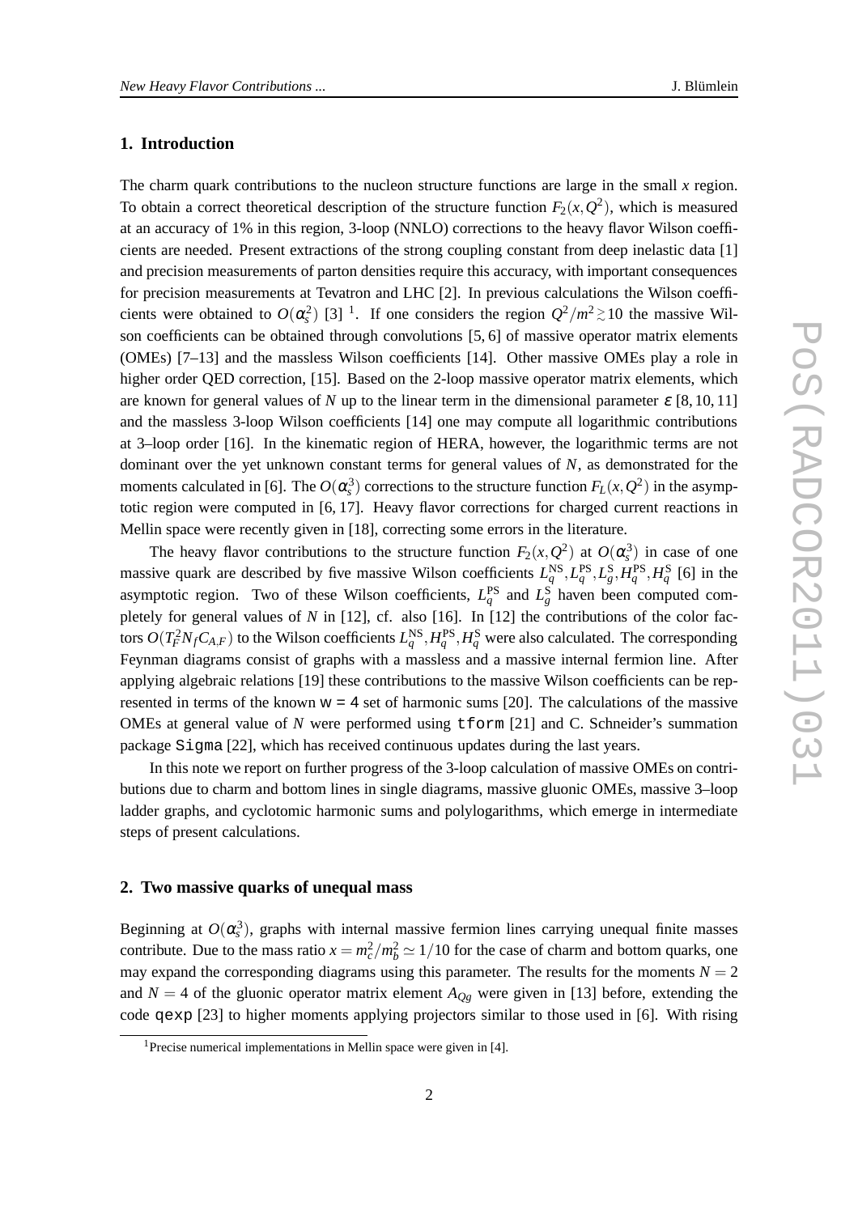## 1. Introduction

The charm quark contributions to the nucleon structure functions are large in the small $x$ region. To obtain a correct theoretical description of the structure function $F_2(x,Q^2)$, which is measured at an accuracy of 1% in this region, 3-loop (NNLO) corrections to the heavy flavor Wilson coefficients are needed. Present extractions of the strong coupling constant from deep inelastic data [1] and precision measurements of parton densities require this accuracy, with important consequences for precision measurements at Tevatron and LHC [2]. In previous calculations the Wilson coefficients were obtained to $O(\alpha_s^2)$ [3] [1]. If one considers the region $Q^2/m^2 \gtrsim 10$ the massive Wilson coefficients can be obtained through convolutions [5, 6] of massive operator matrix elements (OMEs) [7–13] and the massless Wilson coefficients [14]. Other massive OMEs play a role in higher order QED correction, [15]. Based on the 2-loop massive operator matrix elements, which are known for general values of $N$ up to the linear term in the dimensional parameter $\varepsilon$ [8, 10, 11] and the massless 3-loop Wilson coefficients [14] one may compute all logarithmic contributions at 3–loop order [16]. In the kinematic region of HERA, however, the logarithmic terms are not dominant over the yet unknown constant terms for general values of $N$, as demonstrated for the moments calculated in [6]. The $O(\alpha_s^3)$ corrections to the structure function $F_L(x,Q^2)$ in the asymptotic region were computed in [6, 17]. Heavy flavor corrections for charged current reactions in Mellin space were recently given in [18], correcting some errors in the literature.

The heavy flavor contributions to the structure function $F_2(x,Q^2)$ at $O(\alpha_s^3)$ in case of one massive quark are described by five massive Wilson coefficients $L_q^{\rm NS}, L_q^{\rm PS}, L_g^{\rm S}, H_q^{\rm PS}, H_q^{\rm S}$ [6] in the asymptotic region. Two of these Wilson coefficients, $L_q^{\rm PS}$ and $L_g^{\rm S}$ haven been computed completely for general values of $N$ in [12], cf. also [16]. In [12] the contributions of the color factors $O(T_F^2 N_f C_{A,F})$ to the Wilson coefficients $L_q^{\rm NS}, H_q^{\rm PS}, H_q^{\rm S}$ were also calculated. The corresponding Feynman diagrams consist of graphs with a massless and a massive internal fermion line. After applying algebraic relations [19] these contributions to the massive Wilson coefficients can be represented in terms of the known `w = 4` set of harmonic sums [20]. The calculations of the massive OMEs at general value of $N$ were performed using `tform` [21] and C. Schneider's summation package `Sigma` [22], which has received continuous updates during the last years.

In this note we report on further progress of the 3-loop calculation of massive OMEs on contributions due to charm and bottom lines in single diagrams, massive gluonic OMEs, massive 3–loop ladder graphs, and cyclotomic harmonic sums and polylogarithms, which emerge in intermediate steps of present calculations.

## 2. Two massive quarks of unequal mass

Beginning at $O(\alpha_s^3)$, graphs with internal massive fermion lines carrying unequal finite masses contribute. Due to the mass ratio $x = m_c^2/m_b^2 \simeq 1/10$ for the case of charm and bottom quarks, one may expand the corresponding diagrams using this parameter. The results for the moments $N=2$ and $N=4$ of the gluonic operator matrix element $A_{Qg}$ were given in [13] before, extending the code `qexp` [23] to higher moments applying projectors similar to those used in [6]. With rising

[1] Precise numerical implementations in Mellin space were given in [4].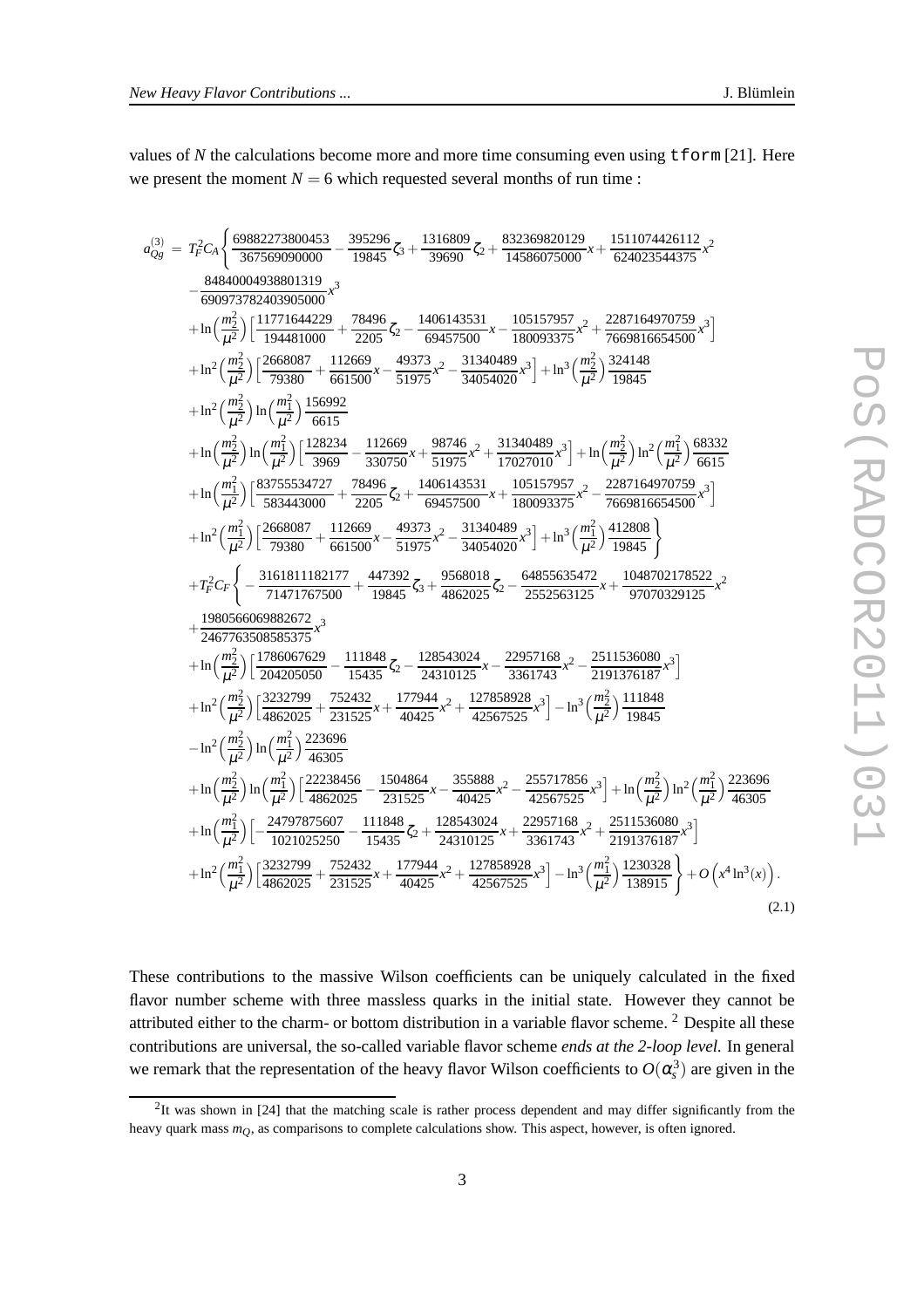values of $N$ the calculations become more and more time consuming even using `tform` [21]. Here we present the moment $N = 6$ which requested several months of run time :

$$
\begin{aligned}
a_{Qg}^{(3)} = \; & T_F^2 C_A \Biggl\{ \frac{69882273800453}{367569090000} - \frac{395296}{19845}\zeta_3 + \frac{1316809}{39690}\zeta_2 + \frac{832369820129}{14586075000}x + \frac{1511074426112}{624023544375}x^2 \\
& - \frac{84840004938801319}{690973782403905000}x^3 \\
& + \ln\Bigl(\frac{m_2^2}{\mu^2}\Bigr)\Bigl[\frac{11771644229}{194481000} + \frac{78496}{2205}\zeta_2 - \frac{1406143531}{69457500}x - \frac{105157957}{180093375}x^2 + \frac{2287164970759}{7669816654500}x^3\Bigr] \\
& + \ln^2\Bigl(\frac{m_2^2}{\mu^2}\Bigr)\Bigl[\frac{2668087}{79380} + \frac{112669}{661500}x - \frac{49373}{51975}x^2 - \frac{31340489}{34054020}x^3\Bigr] + \ln^3\Bigl(\frac{m_2^2}{\mu^2}\Bigr)\frac{324148}{19845} \\
& + \ln^2\Bigl(\frac{m_2^2}{\mu^2}\Bigr)\ln\Bigl(\frac{m_1^2}{\mu^2}\Bigr)\frac{156992}{6615} \\
& + \ln\Bigl(\frac{m_2^2}{\mu^2}\Bigr)\ln\Bigl(\frac{m_1^2}{\mu^2}\Bigr)\Bigl[\frac{128234}{3969} - \frac{112669}{330750}x + \frac{98746}{51975}x^2 + \frac{31340489}{17027010}x^3\Bigr] + \ln\Bigl(\frac{m_2^2}{\mu^2}\Bigr)\ln^2\Bigl(\frac{m_1^2}{\mu^2}\Bigr)\frac{68332}{6615} \\
& + \ln\Bigl(\frac{m_1^2}{\mu^2}\Bigr)\Bigl[\frac{83755534727}{583443000} + \frac{78496}{2205}\zeta_2 + \frac{1406143531}{69457500}x + \frac{105157957}{180093375}x^2 - \frac{2287164970759}{7669816654500}x^3\Bigr] \\
& + \ln^2\Bigl(\frac{m_1^2}{\mu^2}\Bigr)\Bigl[\frac{2668087}{79380} + \frac{112669}{661500}x - \frac{49373}{51975}x^2 - \frac{31340489}{34054020}x^3\Bigr] + \ln^3\Bigl(\frac{m_1^2}{\mu^2}\Bigr)\frac{412808}{19845}\Biggr\} \\
& + T_F^2 C_F \Biggl\{ -\frac{3161811182177}{71471767500} + \frac{447392}{19845}\zeta_3 + \frac{9568018}{4862025}\zeta_2 - \frac{64855635472}{2552563125}x + \frac{1048702178522}{97070329125}x^2 \\
& + \frac{1980566069882672}{2467763508585375}x^3 \\
& + \ln\Bigl(\frac{m_2^2}{\mu^2}\Bigr)\Bigl[\frac{1786067629}{204205050} - \frac{111848}{15435}\zeta_2 - \frac{128543024}{24310125}x - \frac{22957168}{3361743}x^2 - \frac{2511536080}{2191376187}x^3\Bigr] \\
& + \ln^2\Bigl(\frac{m_2^2}{\mu^2}\Bigr)\Bigl[\frac{3232799}{4862025} + \frac{752432}{231525}x + \frac{177944}{40425}x^2 + \frac{127858928}{42567525}x^3\Bigr] - \ln^3\Bigl(\frac{m_2^2}{\mu^2}\Bigr)\frac{111848}{19845} \\
& - \ln^2\Bigl(\frac{m_2^2}{\mu^2}\Bigr)\ln\Bigl(\frac{m_1^2}{\mu^2}\Bigr)\frac{223696}{46305} \\
& + \ln\Bigl(\frac{m_2^2}{\mu^2}\Bigr)\ln\Bigl(\frac{m_1^2}{\mu^2}\Bigr)\Bigl[\frac{22238456}{4862025} - \frac{1504864}{231525}x - \frac{355888}{40425}x^2 - \frac{255717856}{42567525}x^3\Bigr] + \ln\Bigl(\frac{m_2^2}{\mu^2}\Bigr)\ln^2\Bigl(\frac{m_1^2}{\mu^2}\Bigr)\frac{223696}{46305} \\
& + \ln\Bigl(\frac{m_1^2}{\mu^2}\Bigr)\Bigl[-\frac{24797875607}{1021025250} - \frac{111848}{15435}\zeta_2 + \frac{128543024}{24310125}x + \frac{22957168}{3361743}x^2 + \frac{2511536080}{2191376187}x^3\Bigr] \\
& + \ln^2\Bigl(\frac{m_1^2}{\mu^2}\Bigr)\Bigl[\frac{3232799}{4862025} + \frac{752432}{231525}x + \frac{177944}{40425}x^2 + \frac{127858928}{42567525}x^3\Bigr] - \ln^3\Bigl(\frac{m_1^2}{\mu^2}\Bigr)\frac{1230328}{138915}\Biggr\} + O\Bigl(x^4\ln^3(x)\Bigr).
\end{aligned}
\tag{2.1}
$$

These contributions to the massive Wilson coefficients can be uniquely calculated in the fixed flavor number scheme with three massless quarks in the initial state. However they cannot be attributed either to the charm- or bottom distribution in a variable flavor scheme. [2] Despite all these contributions are universal, the so-called variable flavor scheme *ends at the 2-loop level.* In general we remark that the representation of the heavy flavor Wilson coefficients to $O(\alpha_s^3)$ are given in the

[2] It was shown in [24] that the matching scale is rather process dependent and may differ significantly from the heavy quark mass $m_Q$, as comparisons to complete calculations show. This aspect, however, is often ignored.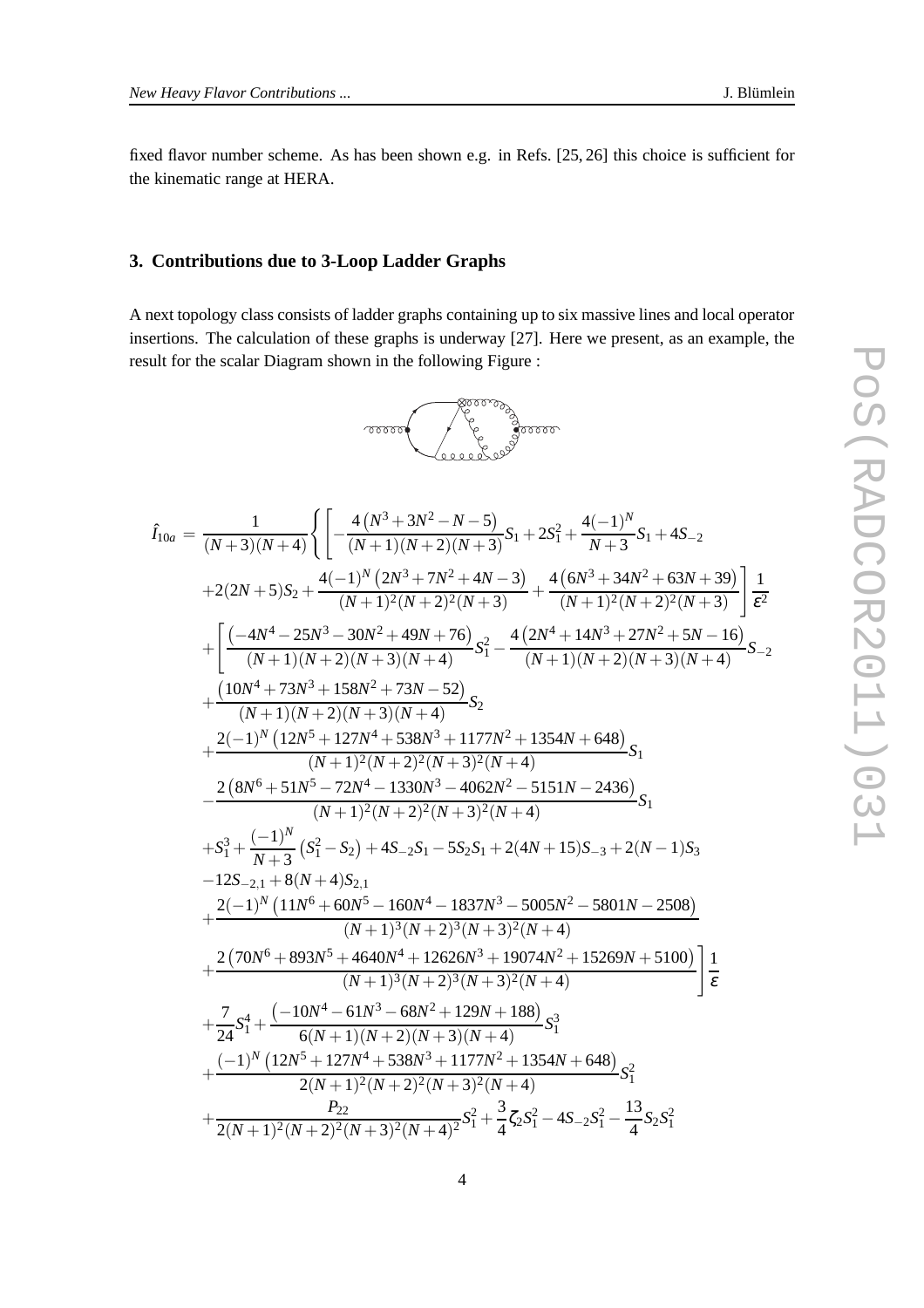fixed flavor number scheme. As has been shown e.g. in Refs. [25, 26] this choice is sufficient for the kinematic range at HERA.

## 3. Contributions due to 3-Loop Ladder Graphs

A next topology class consists of ladder graphs containing up to six massive lines and local operator insertions. The calculation of these graphs is underway [27]. Here we present, as an example, the result for the scalar Diagram shown in the following Figure :

$$
\begin{aligned}
\hat{I}_{10a} = \frac{1}{(N+3)(N+4)} \Bigg\{ & \Bigg[ -\frac{4\left(N^3+3N^2-N-5\right)}{(N+1)(N+2)(N+3)} S_1 + 2S_1^2 + \frac{4(-1)^N}{N+3} S_1 + 4S_{-2} \\
& + 2(2N+5)S_2 + \frac{4(-1)^N\left(2N^3+7N^2+4N-3\right)}{(N+1)^2(N+2)^2(N+3)} + \frac{4\left(6N^3+34N^2+63N+39\right)}{(N+1)^2(N+2)^2(N+3)} \Bigg] \frac{1}{\varepsilon^2} \\
& + \Bigg[ \frac{\left(-4N^4-25N^3-30N^2+49N+76\right)}{(N+1)(N+2)(N+3)(N+4)} S_1^2 - \frac{4\left(2N^4+14N^3+27N^2+5N-16\right)}{(N+1)(N+2)(N+3)(N+4)} S_{-2} \\
& + \frac{\left(10N^4+73N^3+158N^2+73N-52\right)}{(N+1)(N+2)(N+3)(N+4)} S_2 \\
& + \frac{2(-1)^N\left(12N^5+127N^4+538N^3+1177N^2+1354N+648\right)}{(N+1)^2(N+2)^2(N+3)^2(N+4)} S_1 \\
& - \frac{2\left(8N^6+51N^5-72N^4-1330N^3-4062N^2-5151N-2436\right)}{(N+1)^2(N+2)^2(N+3)^2(N+4)} S_1 \\
& + S_1^3 + \frac{(-1)^N}{N+3}\left(S_1^2 - S_2\right) + 4S_{-2}S_1 - 5S_2S_1 + 2(4N+15)S_{-3} + 2(N-1)S_3 \\
& - 12S_{-2,1} + 8(N+4)S_{2,1} \\
& + \frac{2(-1)^N\left(11N^6+60N^5-160N^4-1837N^3-5005N^2-5801N-2508\right)}{(N+1)^3(N+2)^3(N+3)^2(N+4)} \\
& + \frac{2\left(70N^6+893N^5+4640N^4+12626N^3+19074N^2+15269N+5100\right)}{(N+1)^3(N+2)^3(N+3)^2(N+4)} \Bigg] \frac{1}{\varepsilon} \\
& + \frac{7}{24}S_1^4 + \frac{\left(-10N^4-61N^3-68N^2+129N+188\right)}{6(N+1)(N+2)(N+3)(N+4)} S_1^3 \\
& + \frac{(-1)^N\left(12N^5+127N^4+538N^3+1177N^2+1354N+648\right)}{2(N+1)^2(N+2)^2(N+3)^2(N+4)} S_1^2 \\
& + \frac{P_{22}}{2(N+1)^2(N+2)^2(N+3)^2(N+4)^2} S_1^2 + \frac{3}{4}\zeta_2 S_1^2 - 4S_{-2}S_1^2 - \frac{13}{4}S_2S_1^2
\end{aligned}
$$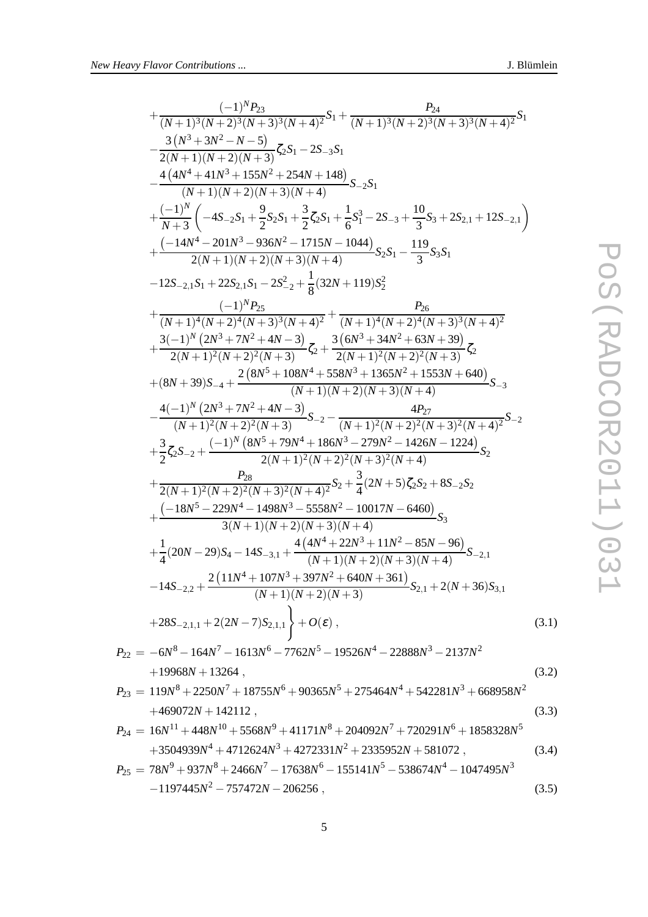$$
\begin{aligned}
&+\frac{(-1)^N P_{23}}{(N+1)^3(N+2)^3(N+3)^3(N+4)^2}S_1+\frac{P_{24}}{(N+1)^3(N+2)^3(N+3)^3(N+4)^2}S_1\\
&-\frac{3\left(N^3+3N^2-N-5\right)}{2(N+1)(N+2)(N+3)}\zeta_2 S_1-2S_{-3}S_1\\
&-\frac{4\left(4N^4+41N^3+155N^2+254N+148\right)}{(N+1)(N+2)(N+3)(N+4)}S_{-2}S_1\\
&+\frac{(-1)^N}{N+3}\left(-4S_{-2}S_1+\frac{9}{2}S_2S_1+\frac{3}{2}\zeta_2S_1+\frac{1}{6}S_1^3-2S_{-3}+\frac{10}{3}S_3+2S_{2,1}+12S_{-2,1}\right)\\
&+\frac{\left(-14N^4-201N^3-936N^2-1715N-1044\right)}{2(N+1)(N+2)(N+3)(N+4)}S_2S_1-\frac{119}{3}S_3S_1\\
&-12S_{-2,1}S_1+22S_{2,1}S_1-2S_{-2}^2+\frac{1}{8}(32N+119)S_2^2\\
&+\frac{(-1)^N P_{25}}{(N+1)^4(N+2)^4(N+3)^3(N+4)^2}+\frac{P_{26}}{(N+1)^4(N+2)^4(N+3)^3(N+4)^2}\\
&+\frac{3(-1)^N\left(2N^3+7N^2+4N-3\right)}{2(N+1)^2(N+2)^2(N+3)}\zeta_2+\frac{3\left(6N^3+34N^2+63N+39\right)}{2(N+1)^2(N+2)^2(N+3)}\zeta_2\\
&+(8N+39)S_{-4}+\frac{2\left(8N^5+108N^4+558N^3+1365N^2+1553N+640\right)}{(N+1)(N+2)(N+3)(N+4)}S_{-3}\\
&-\frac{4(-1)^N\left(2N^3+7N^2+4N-3\right)}{(N+1)^2(N+2)^2(N+3)}S_{-2}-\frac{4P_{27}}{(N+1)^2(N+2)^2(N+3)^2(N+4)^2}S_{-2}\\
&+\frac{3}{2}\zeta_2S_{-2}+\frac{(-1)^N\left(8N^5+79N^4+186N^3-279N^2-1426N-1224\right)}{2(N+1)^2(N+2)^2(N+3)^2(N+4)}S_2\\
&+\frac{P_{28}}{2(N+1)^2(N+2)^2(N+3)^2(N+4)^2}S_2+\frac{3}{4}(2N+5)\zeta_2S_2+8S_{-2}S_2\\
&+\frac{\left(-18N^5-229N^4-1498N^3-5558N^2-10017N-6460\right)}{3(N+1)(N+2)(N+3)(N+4)}S_3\\
&+\frac{1}{4}(20N-29)S_4-14S_{-3,1}+\frac{4\left(4N^4+22N^3+11N^2-85N-96\right)}{(N+1)(N+2)(N+3)(N+4)}S_{-2,1}\\
&-14S_{-2,2}+\frac{2\left(11N^4+107N^3+397N^2+640N+361\right)}{(N+1)(N+2)(N+3)}S_{2,1}+2(N+36)S_{3,1}\\
&+28S_{-2,1,1}+2(2N-7)S_{2,1,1}\Bigg\}+O(\varepsilon)\,, \qquad (3.1)
\end{aligned}
$$

$$
P_{22} = -6N^8-164N^7-1613N^6-7762N^5-19526N^4-22888N^3-2137N^2+19968N+13264\,, \qquad (3.2)
$$

$$
P_{23} = 119N^8+2250N^7+18755N^6+90365N^5+275464N^4+542281N^3+668958N^2+469072N+142112\,, \qquad (3.3)
$$

$$
P_{24} = 16N^{11}+448N^{10}+5568N^9+41171N^8+204092N^7+720291N^6+1858328N^5+3504939N^4+4712624N^3+4272331N^2+2335952N+581072\,, \qquad (3.4)
$$

$$
P_{25} = 78N^9+937N^8+2466N^7-17638N^6-155141N^5-538674N^4-1047495N^3-1197445N^2-757472N-206256\,, \qquad (3.5)
$$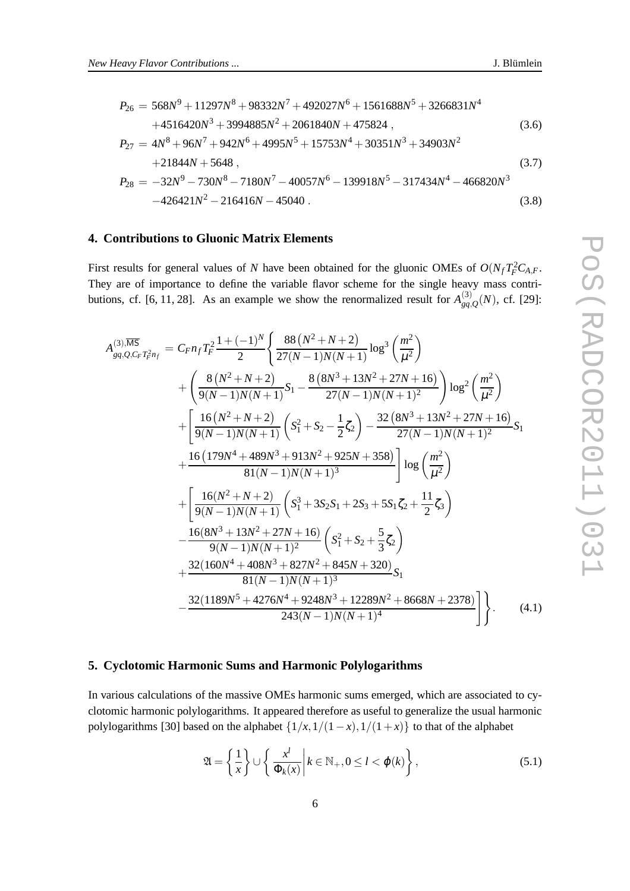$$
\begin{aligned}
P_{26} &= 568N^9+11297N^8+98332N^7+492027N^6+1561688N^5+3266831N^4 \\
&\quad +4516420N^3+3994885N^2+2061840N+475824\,, \qquad (3.6)\\
P_{27} &= 4N^8+96N^7+942N^6+4995N^5+15753N^4+30351N^3+34903N^2 \\
&\quad +21844N+5648\,, \qquad (3.7)\\
P_{28} &= -32N^9-730N^8-7180N^7-40057N^6-139918N^5-317434N^4-466820N^3 \\
&\quad -426421N^2-216416N-45040\,. \qquad (3.8)
\end{aligned}
$$

## 4. Contributions to Gluonic Matrix Elements

First results for general values of $N$ have been obtained for the gluonic OMEs of $O(N_f T_F^2 C_{A,F}$. They are of importance to define the variable flavor scheme for the single heavy mass contributions, cf. [6, 11, 28]. As an example we show the renormalized result for $A_{gq,Q}^{(3)}(N)$, cf. [29]:

$$
\begin{aligned}
A_{gq,Q,C_FT_F^2n_f}^{(3),\overline{\mathrm{MS}}} &= C_F n_f T_F^2 \frac{1+(-1)^N}{2}\Biggl\{ \frac{88\left(N^2+N+2\right)}{27(N-1)N(N+1)}\log^3\left(\frac{m^2}{\mu^2}\right) \\
&+\left(\frac{8\left(N^2+N+2\right)}{9(N-1)N(N+1)}S_1 - \frac{8\left(8N^3+13N^2+27N+16\right)}{27(N-1)N(N+1)^2}\right)\log^2\left(\frac{m^2}{\mu^2}\right) \\
&+\Biggl[\frac{16\left(N^2+N+2\right)}{9(N-1)N(N+1)}\left(S_1^2+S_2-\frac{1}{2}\zeta_2\right) - \frac{32\left(8N^3+13N^2+27N+16\right)}{27(N-1)N(N+1)^2}S_1 \\
&+\frac{16\left(179N^4+489N^3+913N^2+925N+358\right)}{81(N-1)N(N+1)^3}\Biggr]\log\left(\frac{m^2}{\mu^2}\right) \\
&+\Biggl[\frac{16(N^2+N+2)}{9(N-1)N(N+1)}\left(S_1^3+3S_2S_1+2S_3+5S_1\zeta_2+\frac{11}{2}\zeta_3\right) \\
&-\frac{16(8N^3+13N^2+27N+16)}{9(N-1)N(N+1)^2}\left(S_1^2+S_2+\frac{5}{3}\zeta_2\right) \\
&+\frac{32(160N^4+408N^3+827N^2+845N+320)}{81(N-1)N(N+1)^3}S_1 \\
&-\frac{32(1189N^5+4276N^4+9248N^3+12289N^2+8668N+2378)}{243(N-1)N(N+1)^4}\Biggr]\Biggr\}. \qquad (4.1)
\end{aligned}
$$

## 5. Cyclotomic Harmonic Sums and Harmonic Polylogarithms

In various calculations of the massive OMEs harmonic sums emerged, which are associated to cyclotomic harmonic polylogarithms. It appeared therefore as useful to generalize the usual harmonic polylogarithms [30] based on the alphabet $\{1/x, 1/(1-x), 1/(1+x)\}$ to that of the alphabet

$$
\mathfrak{A} = \left\{\frac{1}{x}\right\} \cup \left\{\frac{x^l}{\Phi_k(x)}\middle| k\in\mathbb{N}_+, 0 \le l < \varphi(k)\right\}, \qquad (5.1)
$$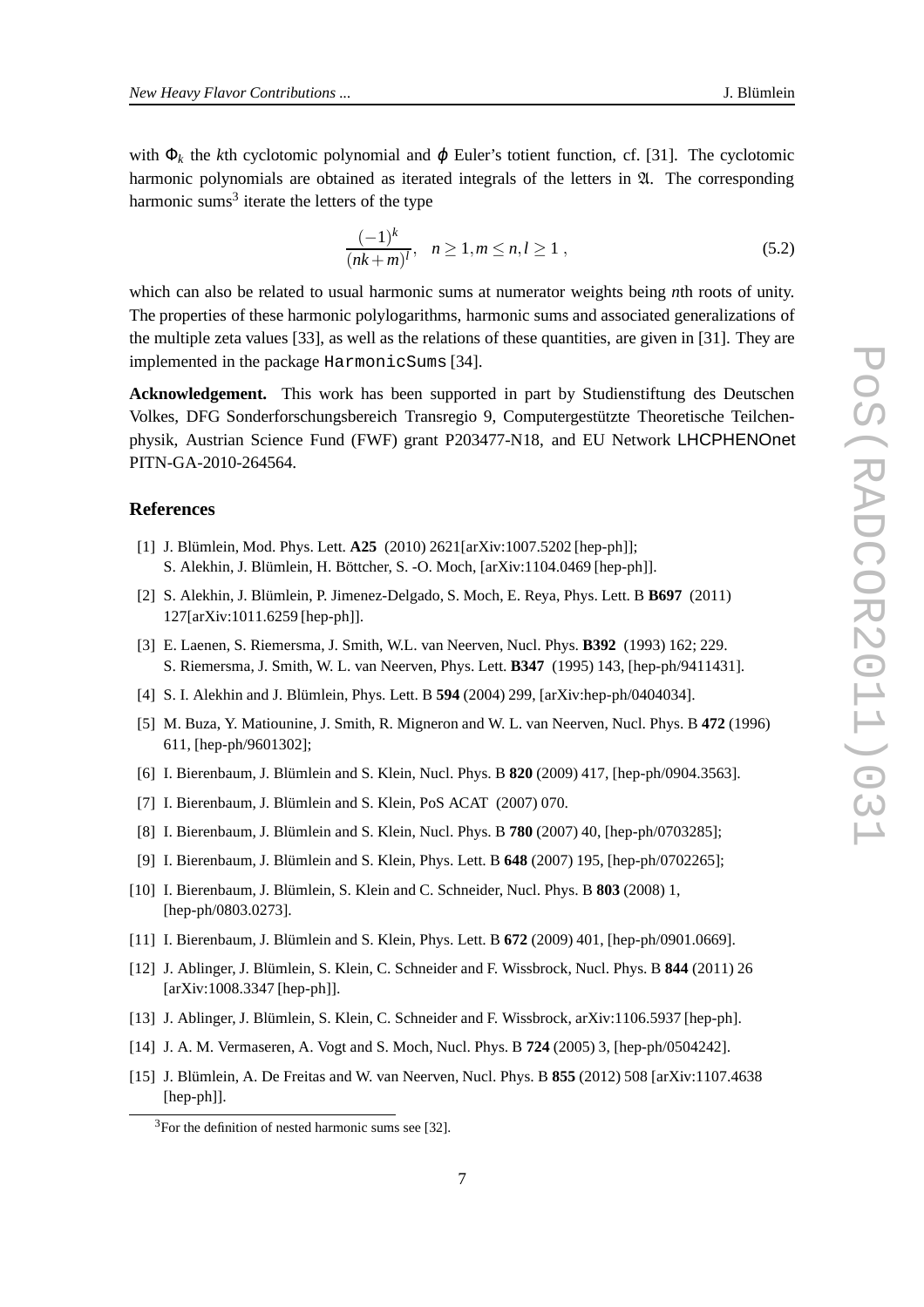with $\Phi_k$ the $k$th cyclotomic polynomial and $\varphi$ Euler's totient function, cf. [31]. The cyclotomic harmonic polynomials are obtained as iterated integrals of the letters in $\mathfrak{A}$. The corresponding harmonic sums[3] iterate the letters of the type

$$\frac{(-1)^k}{(nk+m)^l}, \quad n \geq 1, m \leq n, l \geq 1 , \tag{5.2}$$

which can also be related to usual harmonic sums at numerator weights being $n$th roots of unity. The properties of these harmonic polylogarithms, harmonic sums and associated generalizations of the multiple zeta values [33], as well as the relations of these quantities, are given in [31]. They are implemented in the package `HarmonicSums` [34].

**Acknowledgement.** This work has been supported in part by Studienstiftung des Deutschen Volkes, DFG Sonderforschungsbereich Transregio 9, Computergestützte Theoretische Teilchenphysik, Austrian Science Fund (FWF) grant P203477-N18, and EU Network LHCPHENOnet PITN-GA-2010-264564.

## References

[1] J. Blümlein, Mod. Phys. Lett. **A25** (2010) 2621[arXiv:1007.5202 [hep-ph]]; S. Alekhin, J. Blümlein, H. Böttcher, S. -O. Moch, [arXiv:1104.0469 [hep-ph]].

[2] S. Alekhin, J. Blümlein, P. Jimenez-Delgado, S. Moch, E. Reya, Phys. Lett. B **B697** (2011) 127[arXiv:1011.6259 [hep-ph]].

[3] E. Laenen, S. Riemersma, J. Smith, W.L. van Neerven, Nucl. Phys. **B392** (1993) 162; 229. S. Riemersma, J. Smith, W. L. van Neerven, Phys. Lett. **B347** (1995) 143, [hep-ph/9411431].

[4] S. I. Alekhin and J. Blümlein, Phys. Lett. B **594** (2004) 299, [arXiv:hep-ph/0404034].

[5] M. Buza, Y. Matiounine, J. Smith, R. Migneron and W. L. van Neerven, Nucl. Phys. B **472** (1996) 611, [hep-ph/9601302];

[6] I. Bierenbaum, J. Blümlein and S. Klein, Nucl. Phys. B **820** (2009) 417, [hep-ph/0904.3563].

[7] I. Bierenbaum, J. Blümlein and S. Klein, PoS ACAT (2007) 070.

[8] I. Bierenbaum, J. Blümlein and S. Klein, Nucl. Phys. B **780** (2007) 40, [hep-ph/0703285];

[9] I. Bierenbaum, J. Blümlein and S. Klein, Phys. Lett. B **648** (2007) 195, [hep-ph/0702265];

[10] I. Bierenbaum, J. Blümlein, S. Klein and C. Schneider, Nucl. Phys. B **803** (2008) 1, [hep-ph/0803.0273].

[11] I. Bierenbaum, J. Blümlein and S. Klein, Phys. Lett. B **672** (2009) 401, [hep-ph/0901.0669].

[12] J. Ablinger, J. Blümlein, S. Klein, C. Schneider and F. Wissbrock, Nucl. Phys. B **844** (2011) 26 [arXiv:1008.3347 [hep-ph]].

[13] J. Ablinger, J. Blümlein, S. Klein, C. Schneider and F. Wissbrock, arXiv:1106.5937 [hep-ph].

[14] J. A. M. Vermaseren, A. Vogt and S. Moch, Nucl. Phys. B **724** (2005) 3, [hep-ph/0504242].

[15] J. Blümlein, A. De Freitas and W. van Neerven, Nucl. Phys. B **855** (2012) 508 [arXiv:1107.4638 [hep-ph]].

[3] For the definition of nested harmonic sums see [32].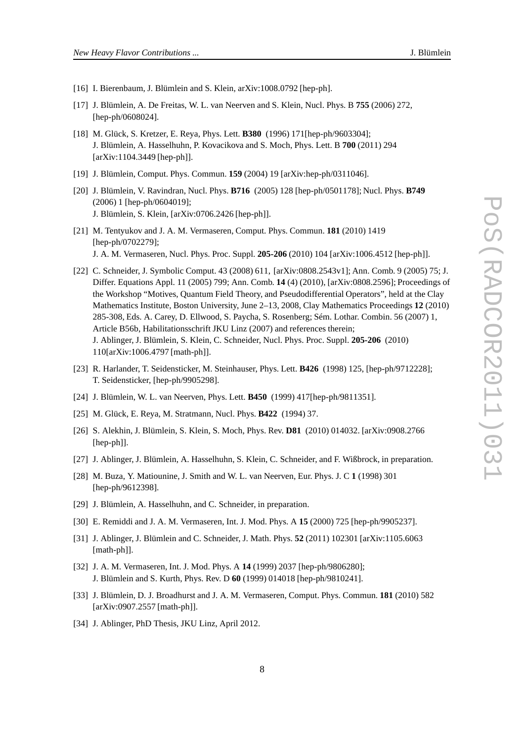[16] I. Bierenbaum, J. Blümlein and S. Klein, arXiv:1008.0792 [hep-ph].

[17] J. Blümlein, A. De Freitas, W. L. van Neerven and S. Klein, Nucl. Phys. B **755** (2006) 272, [hep-ph/0608024].

[18] M. Glück, S. Kretzer, E. Reya, Phys. Lett. **B380** (1996) 171[hep-ph/9603304]; J. Blümlein, A. Hasselhuhn, P. Kovacikova and S. Moch, Phys. Lett. B **700** (2011) 294 [arXiv:1104.3449 [hep-ph]].

[19] J. Blümlein, Comput. Phys. Commun. **159** (2004) 19 [arXiv:hep-ph/0311046].

[20] J. Blümlein, V. Ravindran, Nucl. Phys. **B716** (2005) 128 [hep-ph/0501178]; Nucl. Phys. **B749** (2006) 1 [hep-ph/0604019]; J. Blümlein, S. Klein, [arXiv:0706.2426 [hep-ph]].

[21] M. Tentyukov and J. A. M. Vermaseren, Comput. Phys. Commun. **181** (2010) 1419 [hep-ph/0702279]; J. A. M. Vermaseren, Nucl. Phys. Proc. Suppl. **205-206** (2010) 104 [arXiv:1006.4512 [hep-ph]].

[22] C. Schneider, J. Symbolic Comput. 43 (2008) 611, [arXiv:0808.2543v1]; Ann. Comb. 9 (2005) 75; J. Differ. Equations Appl. 11 (2005) 799; Ann. Comb. **14** (4) (2010), [arXiv:0808.2596]; Proceedings of the Workshop "Motives, Quantum Field Theory, and Pseudodifferential Operators", held at the Clay Mathematics Institute, Boston University, June 2–13, 2008, Clay Mathematics Proceedings **12** (2010) 285-308, Eds. A. Carey, D. Ellwood, S. Paycha, S. Rosenberg; Sém. Lothar. Combin. 56 (2007) 1, Article B56b, Habilitationsschrift JKU Linz (2007) and references therein; J. Ablinger, J. Blümlein, S. Klein, C. Schneider, Nucl. Phys. Proc. Suppl. **205-206** (2010) 110[arXiv:1006.4797 [math-ph]].

[23] R. Harlander, T. Seidensticker, M. Steinhauser, Phys. Lett. **B426** (1998) 125, [hep-ph/9712228]; T. Seidensticker, [hep-ph/9905298].

[24] J. Blümlein, W. L. van Neerven, Phys. Lett. **B450** (1999) 417[hep-ph/9811351].

[25] M. Glück, E. Reya, M. Stratmann, Nucl. Phys. **B422** (1994) 37.

[26] S. Alekhin, J. Blümlein, S. Klein, S. Moch, Phys. Rev. **D81** (2010) 014032. [arXiv:0908.2766 [hep-ph]].

[27] J. Ablinger, J. Blümlein, A. Hasselhuhn, S. Klein, C. Schneider, and F. Wißbrock, in preparation.

[28] M. Buza, Y. Matiounine, J. Smith and W. L. van Neerven, Eur. Phys. J. C **1** (1998) 301 [hep-ph/9612398].

[29] J. Blümlein, A. Hasselhuhn, and C. Schneider, in preparation.

[30] E. Remiddi and J. A. M. Vermaseren, Int. J. Mod. Phys. A **15** (2000) 725 [hep-ph/9905237].

[31] J. Ablinger, J. Blümlein and C. Schneider, J. Math. Phys. **52** (2011) 102301 [arXiv:1105.6063 [math-ph]].

[32] J. A. M. Vermaseren, Int. J. Mod. Phys. A **14** (1999) 2037 [hep-ph/9806280]; J. Blümlein and S. Kurth, Phys. Rev. D **60** (1999) 014018 [hep-ph/9810241].

[33] J. Blümlein, D. J. Broadhurst and J. A. M. Vermaseren, Comput. Phys. Commun. **181** (2010) 582 [arXiv:0907.2557 [math-ph]].

[34] J. Ablinger, PhD Thesis, JKU Linz, April 2012.